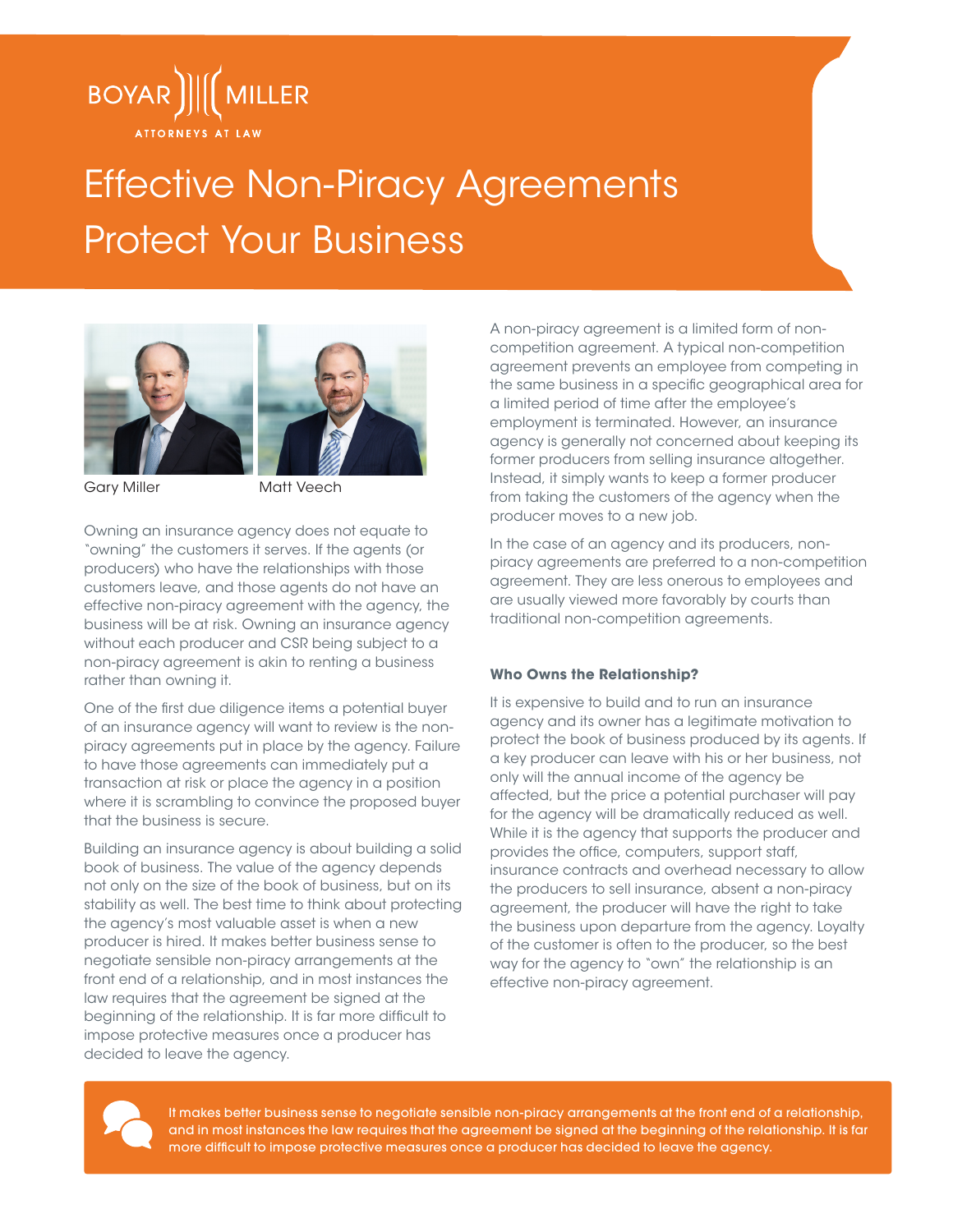BOYAR MILLER

ATTORNEYS AT LAW

# Effective Non-Piracy Agreements Protect Your Business

Gary Miller

Matt Veech

Owning an insurance agency does not equate to "owning" the customers it serves. If the agents (or producers) who have the relationships with those customers leave, and those agents do not have an effective non-piracy agreement with the agency, the business will be at risk. Owning an insurance agency without each producer and CSR being subject to a non-piracy agreement is akin to renting a business rather than owning it.

One of the first due diligence items a potential buyer of an insurance agency will want to review is the non-piracy agreements put in place by the agency. Failure to have those agreements can immediately put a transaction at risk or place the agency in a position where it is scrambling to convince the proposed buyer that the business is secure.

Building an insurance agency is about building a solid book of business. The value of the agency depends not only on the size of the book of business, but on its stability as well. The best time to think about protecting the agency's most valuable asset is when a new producer is hired. It makes better business sense to negotiate sensible non-piracy arrangements at the front end of a relationship, and in most instances the law requires that the agreement be signed at the beginning of the relationship. It is far more difficult to impose protective measures once a producer has decided to leave the agency.

A non-piracy agreement is a limited form of non-competition agreement. A typical non-competition agreement prevents an employee from competing in the same business in a specific geographical area for a limited period of time after the employee's employment is terminated. However, an insurance agency is generally not concerned about keeping its former producers from selling insurance altogether. Instead, it simply wants to keep a former producer from taking the customers of the agency when the producer moves to a new job.

In the case of an agency and its producers, non-piracy agreements are preferred to a non-competition agreement. They are less onerous to employees and are usually viewed more favorably by courts than traditional non-competition agreements.

### Who Owns the Relationship?

It is expensive to build and to run an insurance agency and its owner has a legitimate motivation to protect the book of business produced by its agents. If a key producer can leave with his or her business, not only will the annual income of the agency be affected, but the price a potential purchaser will pay for the agency will be dramatically reduced as well. While it is the agency that supports the producer and provides the office, computers, support staff, insurance contracts and overhead necessary to allow the producers to sell insurance, absent a non-piracy agreement, the producer will have the right to take the business upon departure from the agency. Loyalty of the customer is often to the producer, so the best way for the agency to "own" the relationship is an effective non-piracy agreement.

> It makes better business sense to negotiate sensible non-piracy arrangements at the front end of a relationship, and in most instances the law requires that the agreement be signed at the beginning of the relationship. It is far more difficult to impose protective measures once a producer has decided to leave the agency.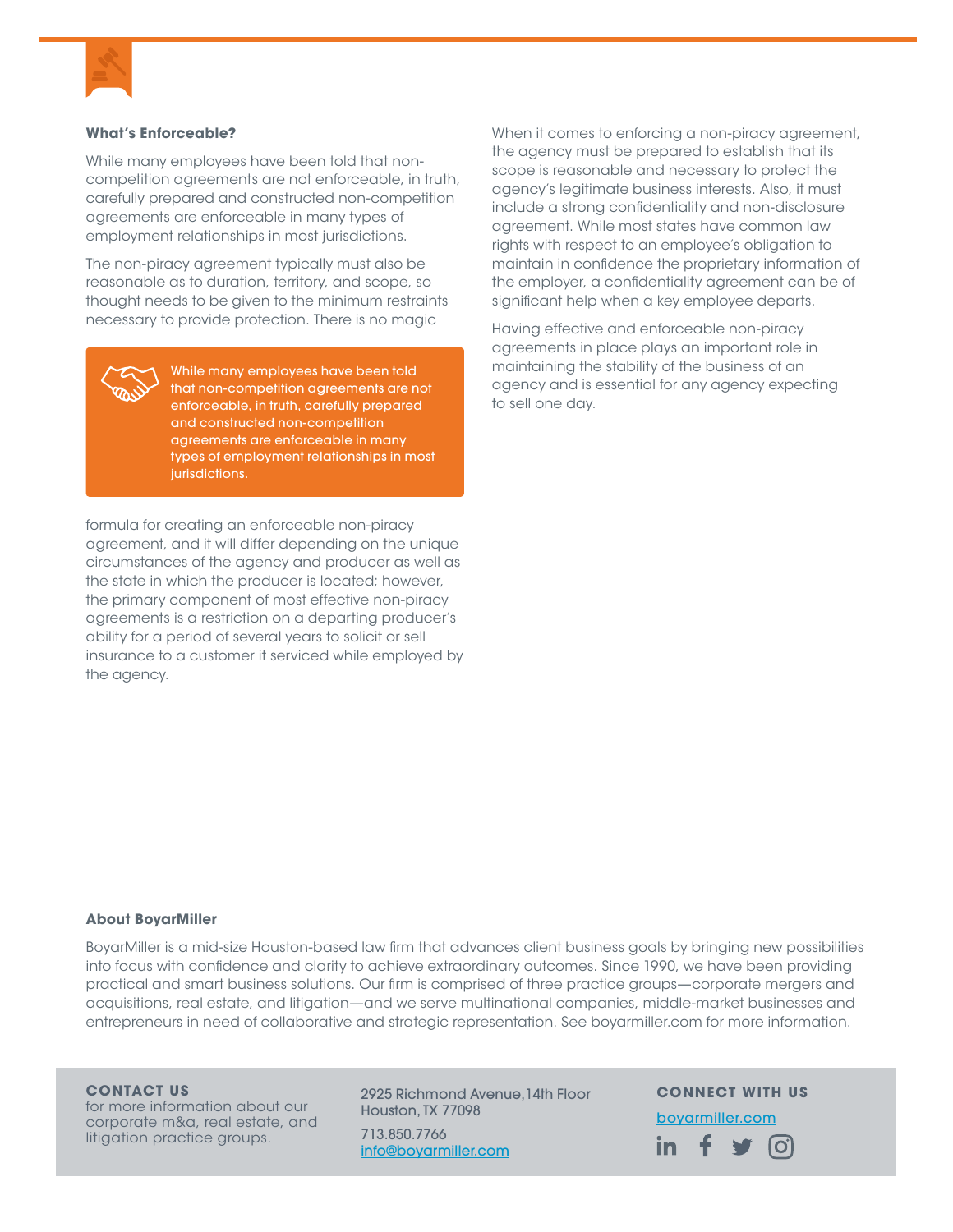**What's Enforceable?**

While many employees have been told that non-competition agreements are not enforceable, in truth, carefully prepared and constructed non-competition agreements are enforceable in many types of employment relationships in most jurisdictions.

The non-piracy agreement typically must also be reasonable as to duration, territory, and scope, so thought needs to be given to the minimum restraints necessary to provide protection. There is no magic formula for creating an enforceable non-piracy agreement, and it will differ depending on the unique circumstances of the agency and producer as well as the state in which the producer is located; however, the primary component of most effective non-piracy agreements is a restriction on a departing producer's ability for a period of several years to solicit or sell insurance to a customer it serviced while employed by the agency.

> While many employees have been told that non-competition agreements are not enforceable, in truth, carefully prepared and constructed non-competition agreements are enforceable in many types of employment relationships in most jurisdictions.

When it comes to enforcing a non-piracy agreement, the agency must be prepared to establish that its scope is reasonable and necessary to protect the agency's legitimate business interests. Also, it must include a strong confidentiality and non-disclosure agreement. While most states have common law rights with respect to an employee's obligation to maintain in confidence the proprietary information of the employer, a confidentiality agreement can be of significant help when a key employee departs.

Having effective and enforceable non-piracy agreements in place plays an important role in maintaining the stability of the business of an agency and is essential for any agency expecting to sell one day.

**About BoyarMiller**

BoyarMiller is a mid-size Houston-based law firm that advances client business goals by bringing new possibilities into focus with confidence and clarity to achieve extraordinary outcomes. Since 1990, we have been providing practical and smart business solutions. Our firm is comprised of three practice groups—corporate mergers and acquisitions, real estate, and litigation—and we serve multinational companies, middle-market businesses and entrepreneurs in need of collaborative and strategic representation. See boyarmiller.com for more information.

**CONTACT US**
for more information about our corporate m&a, real estate, and litigation practice groups.

2925 Richmond Avenue, 14th Floor
Houston, TX 77098

713.850.7766
info@boyarmiller.com

**CONNECT WITH US**

boyarmiller.com